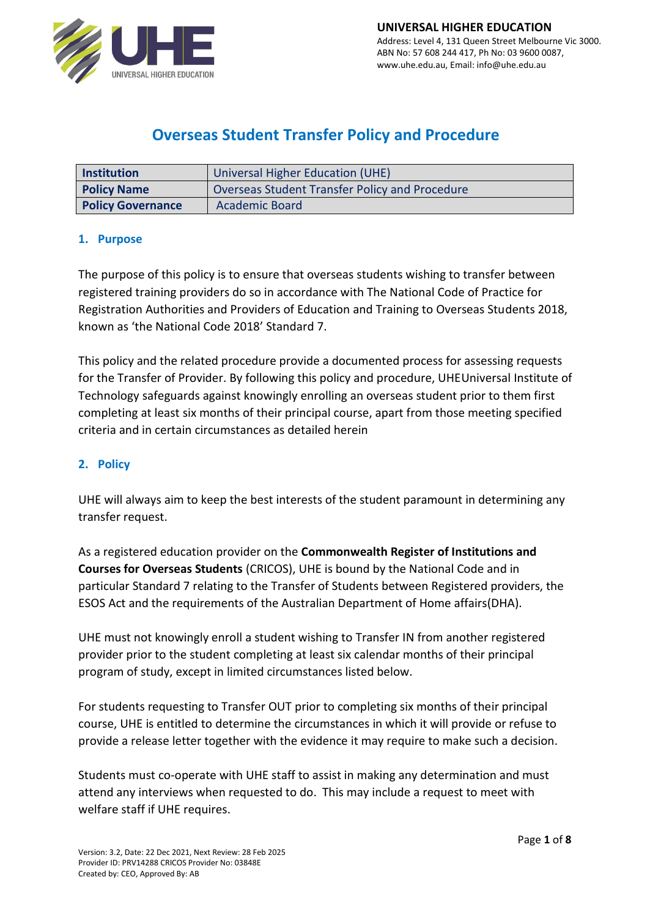**UNIVERSAL HIGHER EDUCATION**
Address: Level 4, 131 Queen Street Melbourne Vic 3000.
ABN No: 57 608 244 417, Ph No: 03 9600 0087,
www.uhe.edu.au, Email: info@uhe.edu.au

# Overseas Student Transfer Policy and Procedure

| **Institution** | Universal Higher Education (UHE) |
|---|---|
| **Policy Name** | Overseas Student Transfer Policy and Procedure |
| **Policy Governance** | Academic Board |

## 1. Purpose

The purpose of this policy is to ensure that overseas students wishing to transfer between registered training providers do so in accordance with The National Code of Practice for Registration Authorities and Providers of Education and Training to Overseas Students 2018, known as 'the National Code 2018' Standard 7.

This policy and the related procedure provide a documented process for assessing requests for the Transfer of Provider. By following this policy and procedure, UHEUniversal Institute of Technology safeguards against knowingly enrolling an overseas student prior to them first completing at least six months of their principal course, apart from those meeting specified criteria and in certain circumstances as detailed herein

## 2. Policy

UHE will always aim to keep the best interests of the student paramount in determining any transfer request.

As a registered education provider on the **Commonwealth Register of Institutions and Courses for Overseas Students** (CRICOS), UHE is bound by the National Code and in particular Standard 7 relating to the Transfer of Students between Registered providers, the ESOS Act and the requirements of the Australian Department of Home affairs(DHA).

UHE must not knowingly enroll a student wishing to Transfer IN from another registered provider prior to the student completing at least six calendar months of their principal program of study, except in limited circumstances listed below.

For students requesting to Transfer OUT prior to completing six months of their principal course, UHE is entitled to determine the circumstances in which it will provide or refuse to provide a release letter together with the evidence it may require to make such a decision.

Students must co-operate with UHE staff to assist in making any determination and must attend any interviews when requested to do. This may include a request to meet with welfare staff if UHE requires.

Version: 3.2, Date: 22 Dec 2021, Next Review: 28 Feb 2025
Provider ID: PRV14288 CRICOS Provider No: 03848E
Created by: CEO, Approved By: AB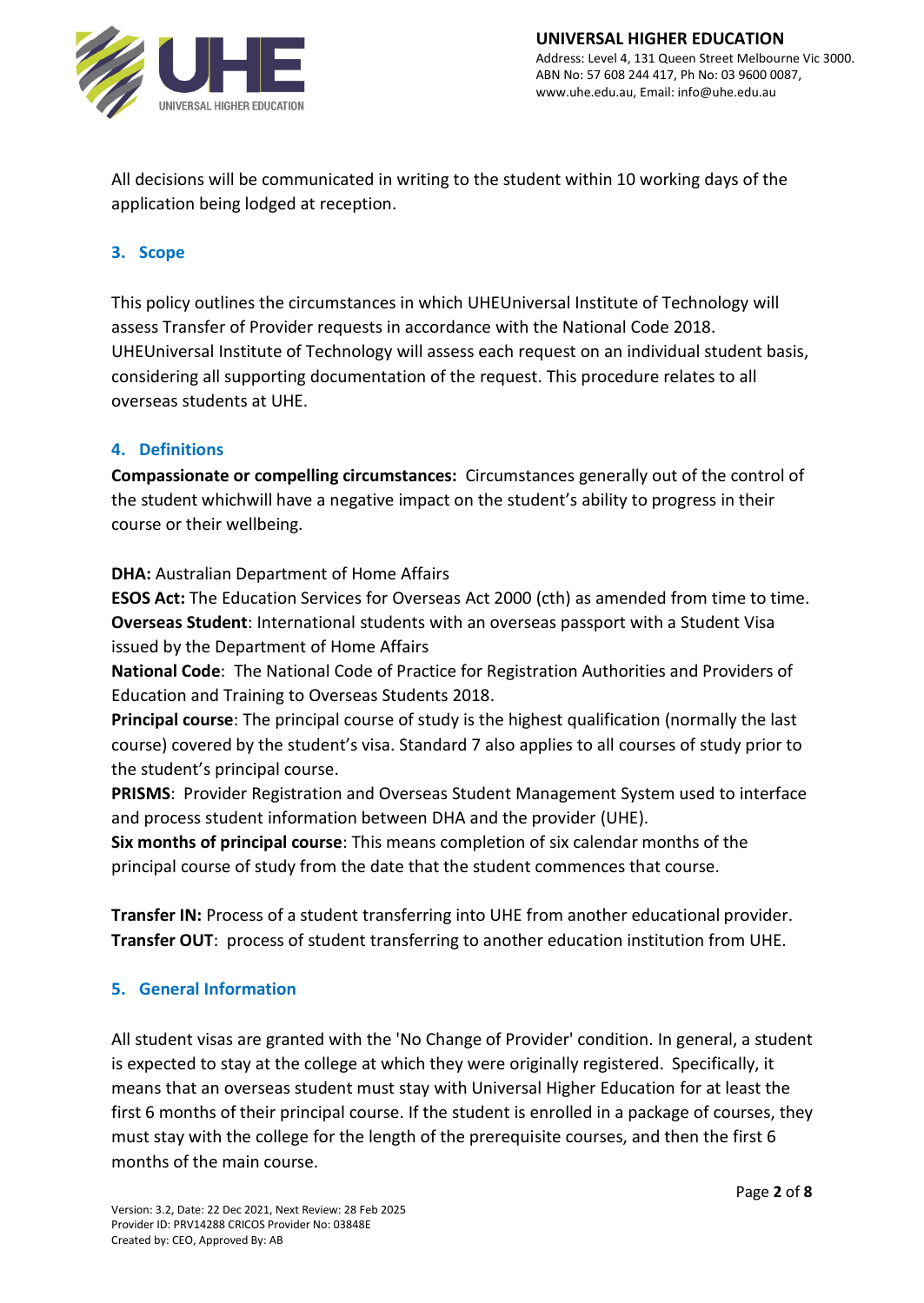All decisions will be communicated in writing to the student within 10 working days of the application being lodged at reception.

## 3. Scope

This policy outlines the circumstances in which UHEUniversal Institute of Technology will assess Transfer of Provider requests in accordance with the National Code 2018. UHEUniversal Institute of Technology will assess each request on an individual student basis, considering all supporting documentation of the request. This procedure relates to all overseas students at UHE.

## 4. Definitions

**Compassionate or compelling circumstances:** Circumstances generally out of the control of the student whichwill have a negative impact on the student's ability to progress in their course or their wellbeing.

**DHA:** Australian Department of Home Affairs
**ESOS Act:** The Education Services for Overseas Act 2000 (cth) as amended from time to time.
**Overseas Student**: International students with an overseas passport with a Student Visa issued by the Department of Home Affairs
**National Code**: The National Code of Practice for Registration Authorities and Providers of Education and Training to Overseas Students 2018.
**Principal course**: The principal course of study is the highest qualification (normally the last course) covered by the student's visa. Standard 7 also applies to all courses of study prior to the student's principal course.
**PRISMS**: Provider Registration and Overseas Student Management System used to interface and process student information between DHA and the provider (UHE).
**Six months of principal course**: This means completion of six calendar months of the principal course of study from the date that the student commences that course.

**Transfer IN:** Process of a student transferring into UHE from another educational provider.
**Transfer OUT**: process of student transferring to another education institution from UHE.

## 5. General Information

All student visas are granted with the 'No Change of Provider' condition. In general, a student is expected to stay at the college at which they were originally registered. Specifically, it means that an overseas student must stay with Universal Higher Education for at least the first 6 months of their principal course. If the student is enrolled in a package of courses, they must stay with the college for the length of the prerequisite courses, and then the first 6 months of the main course.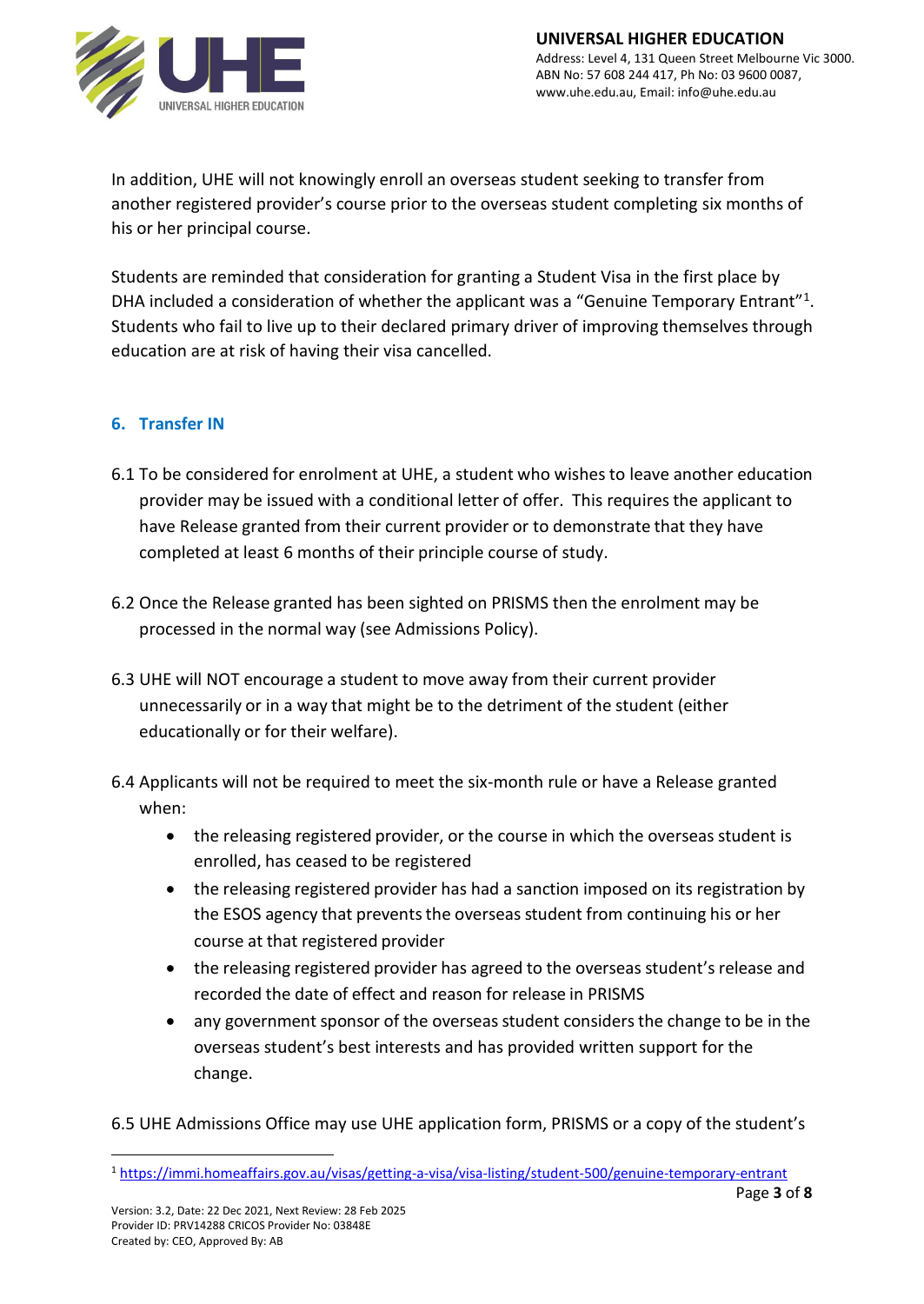In addition, UHE will not knowingly enroll an overseas student seeking to transfer from another registered provider's course prior to the overseas student completing six months of his or her principal course.

Students are reminded that consideration for granting a Student Visa in the first place by DHA included a consideration of whether the applicant was a "Genuine Temporary Entrant"[1]. Students who fail to live up to their declared primary driver of improving themselves through education are at risk of having their visa cancelled.

## 6. Transfer IN

6.1 To be considered for enrolment at UHE, a student who wishes to leave another education provider may be issued with a conditional letter of offer. This requires the applicant to have Release granted from their current provider or to demonstrate that they have completed at least 6 months of their principle course of study.

6.2 Once the Release granted has been sighted on PRISMS then the enrolment may be processed in the normal way (see Admissions Policy).

6.3 UHE will NOT encourage a student to move away from their current provider unnecessarily or in a way that might be to the detriment of the student (either educationally or for their welfare).

6.4 Applicants will not be required to meet the six-month rule or have a Release granted when:

- the releasing registered provider, or the course in which the overseas student is enrolled, has ceased to be registered
- the releasing registered provider has had a sanction imposed on its registration by the ESOS agency that prevents the overseas student from continuing his or her course at that registered provider
- the releasing registered provider has agreed to the overseas student's release and recorded the date of effect and reason for release in PRISMS
- any government sponsor of the overseas student considers the change to be in the overseas student's best interests and has provided written support for the change.

6.5 UHE Admissions Office may use UHE application form, PRISMS or a copy of the student's

[1] https://immi.homeaffairs.gov.au/visas/getting-a-visa/visa-listing/student-500/genuine-temporary-entrant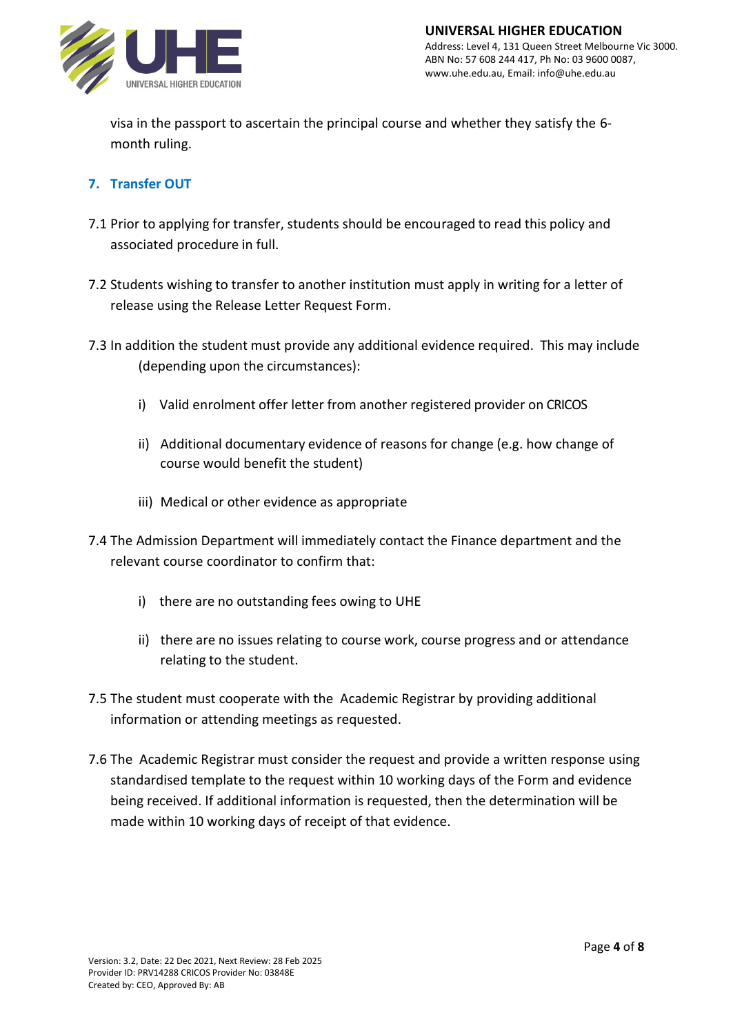visa in the passport to ascertain the principal course and whether they satisfy the 6-month ruling.

## 7. Transfer OUT

7.1 Prior to applying for transfer, students should be encouraged to read this policy and associated procedure in full.

7.2 Students wishing to transfer to another institution must apply in writing for a letter of release using the Release Letter Request Form.

7.3 In addition the student must provide any additional evidence required. This may include (depending upon the circumstances):

- i) Valid enrolment offer letter from another registered provider on CRICOS
- ii) Additional documentary evidence of reasons for change (e.g. how change of course would benefit the student)
- iii) Medical or other evidence as appropriate

7.4 The Admission Department will immediately contact the Finance department and the relevant course coordinator to confirm that:

- i) there are no outstanding fees owing to UHE
- ii) there are no issues relating to course work, course progress and or attendance relating to the student.

7.5 The student must cooperate with the Academic Registrar by providing additional information or attending meetings as requested.

7.6 The Academic Registrar must consider the request and provide a written response using standardised template to the request within 10 working days of the Form and evidence being received. If additional information is requested, then the determination will be made within 10 working days of receipt of that evidence.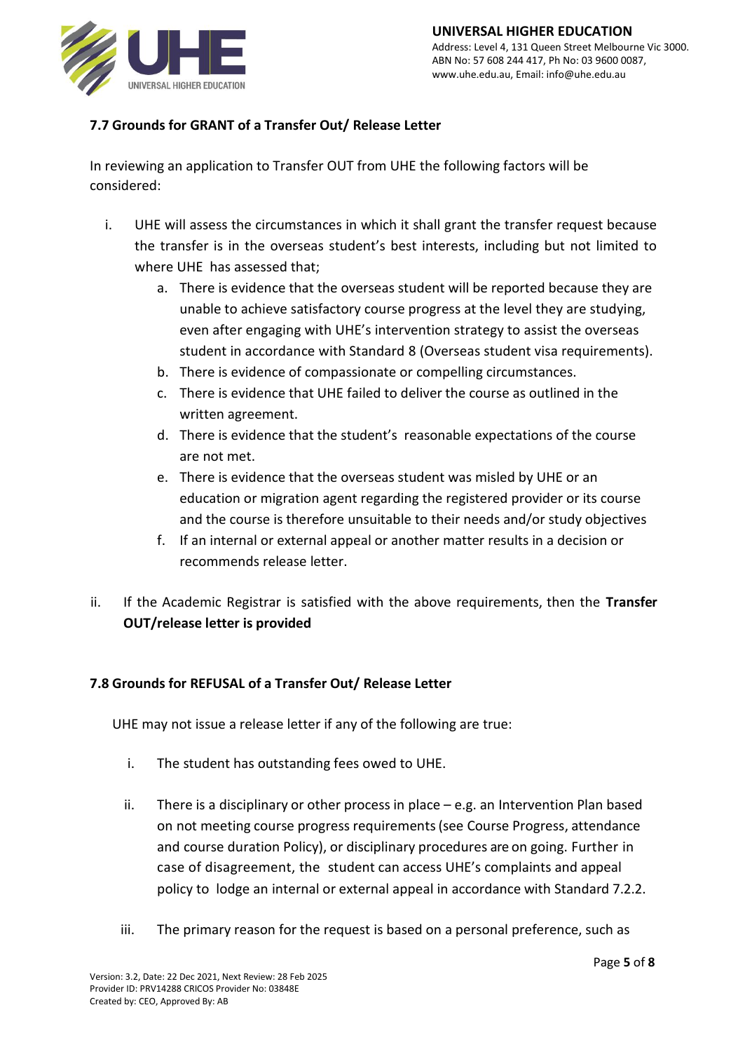### 7.7 Grounds for GRANT of a Transfer Out/ Release Letter

In reviewing an application to Transfer OUT from UHE the following factors will be considered:

i. UHE will assess the circumstances in which it shall grant the transfer request because the transfer is in the overseas student's best interests, including but not limited to where UHE has assessed that;
   a. There is evidence that the overseas student will be reported because they are unable to achieve satisfactory course progress at the level they are studying, even after engaging with UHE's intervention strategy to assist the overseas student in accordance with Standard 8 (Overseas student visa requirements).
   b. There is evidence of compassionate or compelling circumstances.
   c. There is evidence that UHE failed to deliver the course as outlined in the written agreement.
   d. There is evidence that the student's reasonable expectations of the course are not met.
   e. There is evidence that the overseas student was misled by UHE or an education or migration agent regarding the registered provider or its course and the course is therefore unsuitable to their needs and/or study objectives
   f. If an internal or external appeal or another matter results in a decision or recommends release letter.

ii. If the Academic Registrar is satisfied with the above requirements, then the **Transfer OUT/release letter is provided**

### 7.8 Grounds for REFUSAL of a Transfer Out/ Release Letter

UHE may not issue a release letter if any of the following are true:

i. The student has outstanding fees owed to UHE.

ii. There is a disciplinary or other process in place – e.g. an Intervention Plan based on not meeting course progress requirements (see Course Progress, attendance and course duration Policy), or disciplinary procedures are on going. Further in case of disagreement, the student can access UHE's complaints and appeal policy to lodge an internal or external appeal in accordance with Standard 7.2.2.

iii. The primary reason for the request is based on a personal preference, such as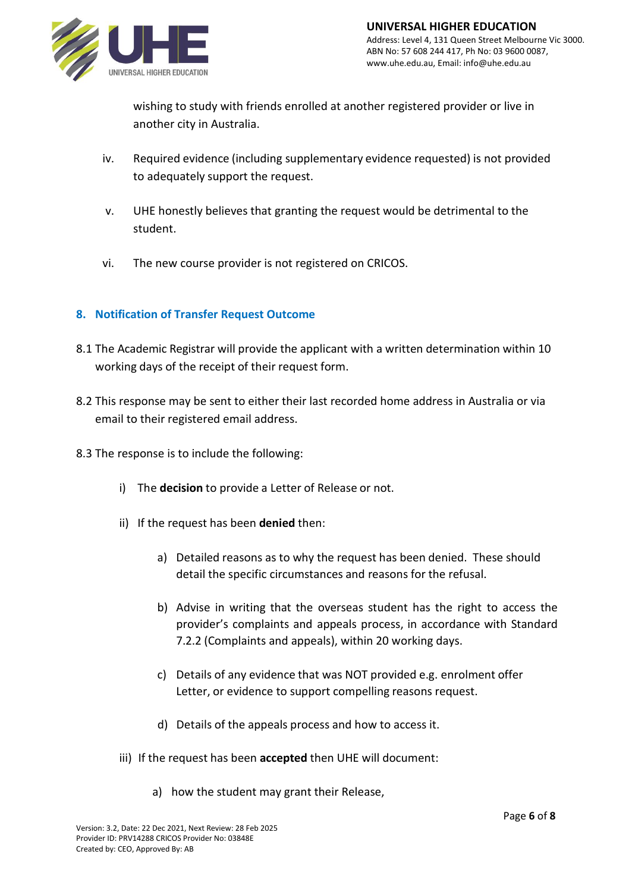wishing to study with friends enrolled at another registered provider or live in another city in Australia.

iv. Required evidence (including supplementary evidence requested) is not provided to adequately support the request.

v. UHE honestly believes that granting the request would be detrimental to the student.

vi. The new course provider is not registered on CRICOS.

## 8. Notification of Transfer Request Outcome

8.1 The Academic Registrar will provide the applicant with a written determination within 10 working days of the receipt of their request form.

8.2 This response may be sent to either their last recorded home address in Australia or via email to their registered email address.

8.3 The response is to include the following:

i) The **decision** to provide a Letter of Release or not.

ii) If the request has been **denied** then:

a) Detailed reasons as to why the request has been denied. These should detail the specific circumstances and reasons for the refusal.

b) Advise in writing that the overseas student has the right to access the provider's complaints and appeals process, in accordance with Standard 7.2.2 (Complaints and appeals), within 20 working days.

c) Details of any evidence that was NOT provided e.g. enrolment offer Letter, or evidence to support compelling reasons request.

d) Details of the appeals process and how to access it.

iii) If the request has been **accepted** then UHE will document:

a) how the student may grant their Release,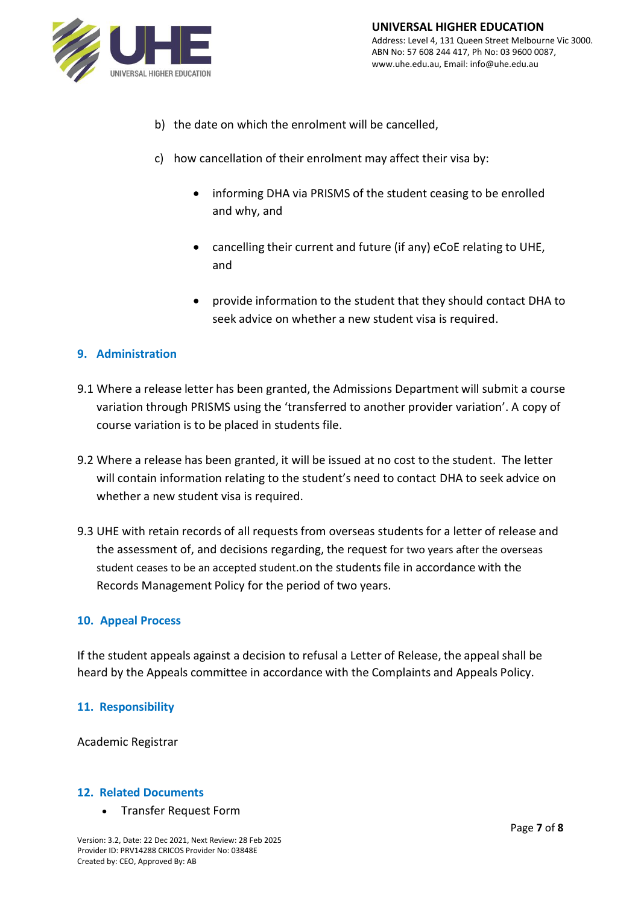b) the date on which the enrolment will be cancelled,

c) how cancellation of their enrolment may affect their visa by:

- informing DHA via PRISMS of the student ceasing to be enrolled and why, and
- cancelling their current and future (if any) eCoE relating to UHE, and
- provide information to the student that they should contact DHA to seek advice on whether a new student visa is required.

## 9. Administration

9.1 Where a release letter has been granted, the Admissions Department will submit a course variation through PRISMS using the 'transferred to another provider variation'. A copy of course variation is to be placed in students file.

9.2 Where a release has been granted, it will be issued at no cost to the student. The letter will contain information relating to the student's need to contact DHA to seek advice on whether a new student visa is required.

9.3 UHE with retain records of all requests from overseas students for a letter of release and the assessment of, and decisions regarding, the request for two years after the overseas student ceases to be an accepted student.on the students file in accordance with the Records Management Policy for the period of two years.

## 10. Appeal Process

If the student appeals against a decision to refusal a Letter of Release, the appeal shall be heard by the Appeals committee in accordance with the Complaints and Appeals Policy.

## 11. Responsibility

Academic Registrar

## 12. Related Documents

- Transfer Request Form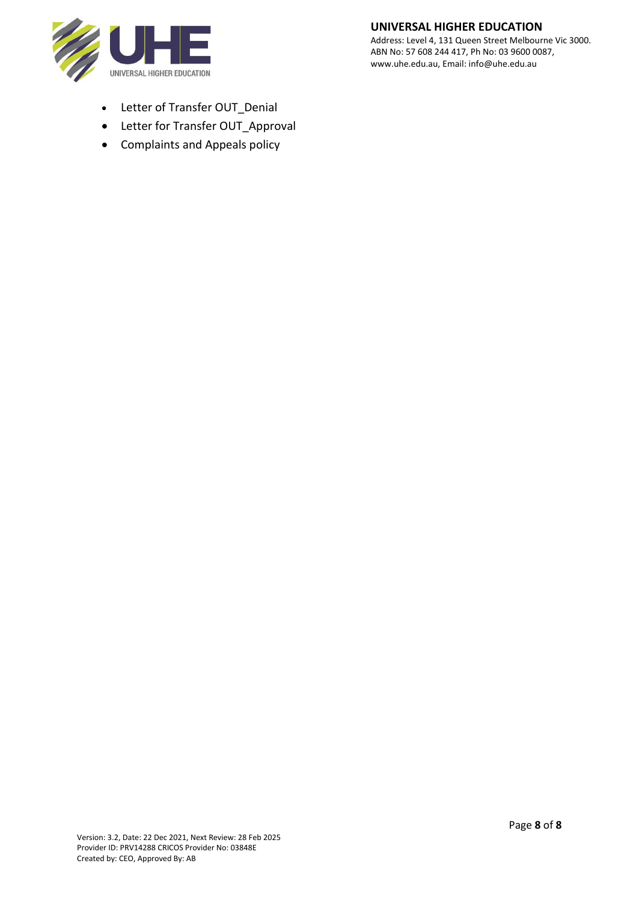- Letter of Transfer OUT_Denial
- Letter for Transfer OUT_Approval
- Complaints and Appeals policy